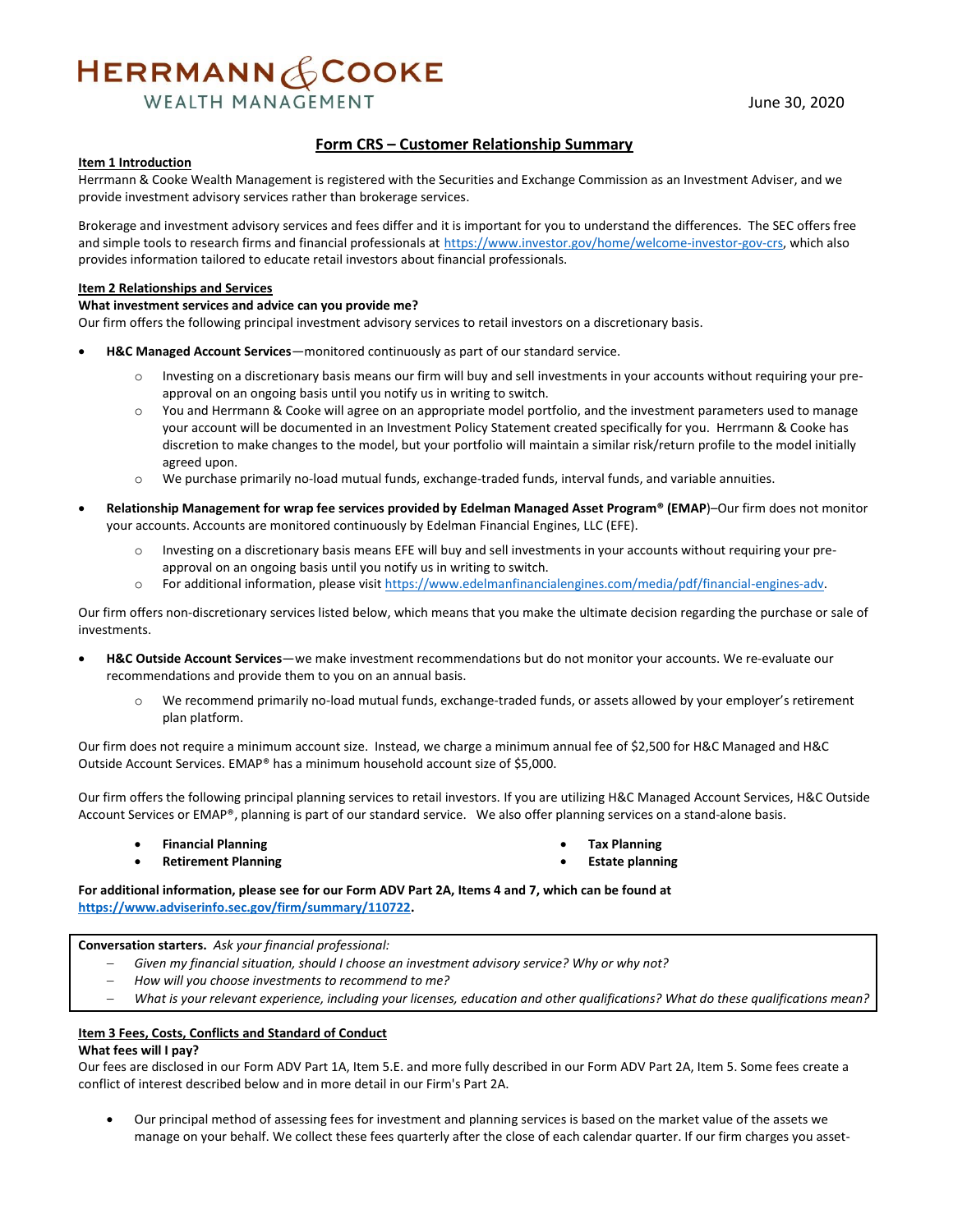HERRMANN & COOKE
WEALTH MANAGEMENT

June 30, 2020

# Form CRS – Customer Relationship Summary

**Item 1 Introduction**

Herrmann & Cooke Wealth Management is registered with the Securities and Exchange Commission as an Investment Adviser, and we provide investment advisory services rather than brokerage services.

Brokerage and investment advisory services and fees differ and it is important for you to understand the differences. The SEC offers free and simple tools to research firms and financial professionals at https://www.investor.gov/home/welcome-investor-gov-crs, which also provides information tailored to educate retail investors about financial professionals.

**Item 2 Relationships and Services**

**What investment services and advice can you provide me?**

Our firm offers the following principal investment advisory services to retail investors on a discretionary basis.

- **H&C Managed Account Services**—monitored continuously as part of our standard service.
  - Investing on a discretionary basis means our firm will buy and sell investments in your accounts without requiring your pre-approval on an ongoing basis until you notify us in writing to switch.
  - You and Herrmann & Cooke will agree on an appropriate model portfolio, and the investment parameters used to manage your account will be documented in an Investment Policy Statement created specifically for you. Herrmann & Cooke has discretion to make changes to the model, but your portfolio will maintain a similar risk/return profile to the model initially agreed upon.
  - We purchase primarily no-load mutual funds, exchange-traded funds, interval funds, and variable annuities.
- **Relationship Management for wrap fee services provided by Edelman Managed Asset Program® (EMAP)**–Our firm does not monitor your accounts. Accounts are monitored continuously by Edelman Financial Engines, LLC (EFE).
  - Investing on a discretionary basis means EFE will buy and sell investments in your accounts without requiring your pre-approval on an ongoing basis until you notify us in writing to switch.
  - For additional information, please visit https://www.edelmanfinancialengines.com/media/pdf/financial-engines-adv.

Our firm offers non-discretionary services listed below, which means that you make the ultimate decision regarding the purchase or sale of investments.

- **H&C Outside Account Services**—we make investment recommendations but do not monitor your accounts. We re-evaluate our recommendations and provide them to you on an annual basis.
  - We recommend primarily no-load mutual funds, exchange-traded funds, or assets allowed by your employer's retirement plan platform.

Our firm does not require a minimum account size. Instead, we charge a minimum annual fee of $2,500 for H&C Managed and H&C Outside Account Services. EMAP® has a minimum household account size of $5,000.

Our firm offers the following principal planning services to retail investors. If you are utilizing H&C Managed Account Services, H&C Outside Account Services or EMAP®, planning is part of our standard service. We also offer planning services on a stand-alone basis.

- **Financial Planning**
- **Retirement Planning**
- **Tax Planning**
- **Estate planning**

**For additional information, please see for our Form ADV Part 2A, Items 4 and 7, which can be found at https://www.adviserinfo.sec.gov/firm/summary/110722.**

**Conversation starters.** *Ask your financial professional:*

- *Given my financial situation, should I choose an investment advisory service? Why or why not?*
- *How will you choose investments to recommend to me?*
- *What is your relevant experience, including your licenses, education and other qualifications? What do these qualifications mean?*

**Item 3 Fees, Costs, Conflicts and Standard of Conduct**

**What fees will I pay?**

Our fees are disclosed in our Form ADV Part 1A, Item 5.E. and more fully described in our Form ADV Part 2A, Item 5. Some fees create a conflict of interest described below and in more detail in our Firm's Part 2A.

- Our principal method of assessing fees for investment and planning services is based on the market value of the assets we manage on your behalf. We collect these fees quarterly after the close of each calendar quarter. If our firm charges you asset-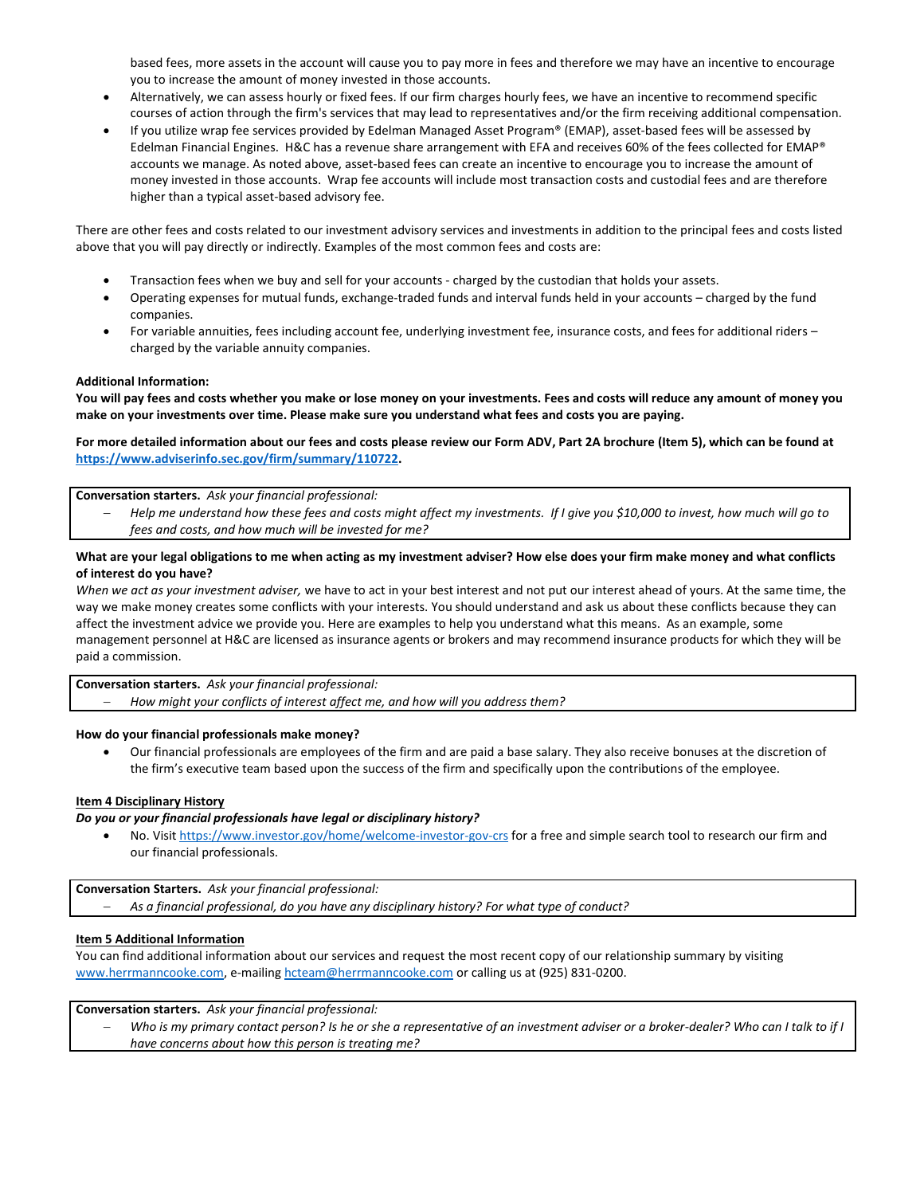based fees, more assets in the account will cause you to pay more in fees and therefore we may have an incentive to encourage you to increase the amount of money invested in those accounts.

- Alternatively, we can assess hourly or fixed fees. If our firm charges hourly fees, we have an incentive to recommend specific courses of action through the firm's services that may lead to representatives and/or the firm receiving additional compensation.
- If you utilize wrap fee services provided by Edelman Managed Asset Program® (EMAP), asset-based fees will be assessed by Edelman Financial Engines. H&C has a revenue share arrangement with EFA and receives 60% of the fees collected for EMAP® accounts we manage. As noted above, asset-based fees can create an incentive to encourage you to increase the amount of money invested in those accounts. Wrap fee accounts will include most transaction costs and custodial fees and are therefore higher than a typical asset-based advisory fee.

There are other fees and costs related to our investment advisory services and investments in addition to the principal fees and costs listed above that you will pay directly or indirectly. Examples of the most common fees and costs are:

- Transaction fees when we buy and sell for your accounts - charged by the custodian that holds your assets.
- Operating expenses for mutual funds, exchange-traded funds and interval funds held in your accounts – charged by the fund companies.
- For variable annuities, fees including account fee, underlying investment fee, insurance costs, and fees for additional riders – charged by the variable annuity companies.

**Additional Information:**
**You will pay fees and costs whether you make or lose money on your investments. Fees and costs will reduce any amount of money you make on your investments over time. Please make sure you understand what fees and costs you are paying.**

**For more detailed information about our fees and costs please review our Form ADV, Part 2A brochure (Item 5), which can be found at [https://www.adviserinfo.sec.gov/firm/summary/110722](https://www.adviserinfo.sec.gov/firm/summary/110722).**

**Conversation starters.** *Ask your financial professional:*
- *Help me understand how these fees and costs might affect my investments. If I give you $10,000 to invest, how much will go to fees and costs, and how much will be invested for me?*

**What are your legal obligations to me when acting as my investment adviser? How else does your firm make money and what conflicts of interest do you have?**
*When we act as your investment adviser,* we have to act in your best interest and not put our interest ahead of yours. At the same time, the way we make money creates some conflicts with your interests. You should understand and ask us about these conflicts because they can affect the investment advice we provide you. Here are examples to help you understand what this means. As an example, some management personnel at H&C are licensed as insurance agents or brokers and may recommend insurance products for which they will be paid a commission.

**Conversation starters.** *Ask your financial professional:*
- *How might your conflicts of interest affect me, and how will you address them?*

**How do your financial professionals make money?**

- Our financial professionals are employees of the firm and are paid a base salary. They also receive bonuses at the discretion of the firm's executive team based upon the success of the firm and specifically upon the contributions of the employee.

**Item 4 Disciplinary History**

***Do you or your financial professionals have legal or disciplinary history?***

- No. Visit [https://www.investor.gov/home/welcome-investor-gov-crs](https://www.investor.gov/home/welcome-investor-gov-crs) for a free and simple search tool to research our firm and our financial professionals.

**Conversation Starters.** *Ask your financial professional:*
- *As a financial professional, do you have any disciplinary history? For what type of conduct?*

**Item 5 Additional Information**

You can find additional information about our services and request the most recent copy of our relationship summary by visiting [www.herrmanncooke.com](http://www.herrmanncooke.com), e-mailing [hcteam@herrmanncooke.com](mailto:hcteam@herrmanncooke.com) or calling us at (925) 831-0200.

**Conversation starters.** *Ask your financial professional:*
- *Who is my primary contact person? Is he or she a representative of an investment adviser or a broker-dealer? Who can I talk to if I have concerns about how this person is treating me?*